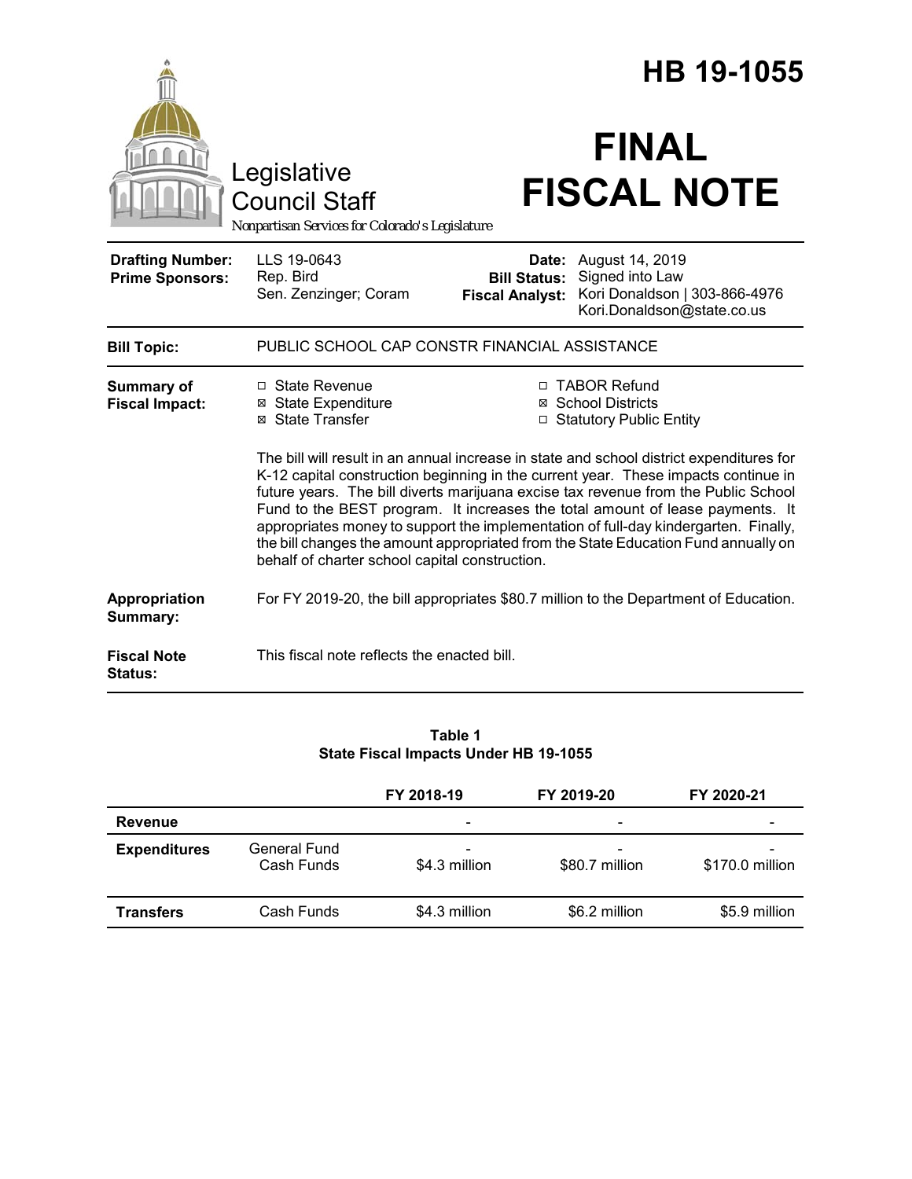# HB 19-1055

Legislative Council Staff

*Nonpartisan Services for Colorado's Legislature*

# FINAL FISCAL NOTE

| | | | |
|---|---|---|---|
| **Drafting Number:** | LLS 19-0643 | **Date:** | August 14, 2019 |
| **Prime Sponsors:** | Rep. Bird<br>Sen. Zenzinger; Coram | **Bill Status:** | Signed into Law |
| | | **Fiscal Analyst:** | Kori Donaldson \| 303-866-4976<br>Kori.Donaldson@state.co.us |

**Bill Topic:** PUBLIC SCHOOL CAP CONSTR FINANCIAL ASSISTANCE

**Summary of Fiscal Impact:**

☐ State Revenue
☒ State Expenditure
☒ State Transfer
☐ TABOR Refund
☒ School Districts
☐ Statutory Public Entity

The bill will result in an annual increase in state and school district expenditures for K-12 capital construction beginning in the current year. These impacts continue in future years. The bill diverts marijuana excise tax revenue from the Public School Fund to the BEST program. It increases the total amount of lease payments. It appropriates money to support the implementation of full-day kindergarten. Finally, the bill changes the amount appropriated from the State Education Fund annually on behalf of charter school capital construction.

**Appropriation Summary:** For FY 2019-20, the bill appropriates $80.7 million to the Department of Education.

**Fiscal Note Status:** This fiscal note reflects the enacted bill.

**Table 1**
**State Fiscal Impacts Under HB 19-1055**

| | | FY 2018-19 | FY 2019-20 | FY 2020-21 |
|---|---|---|---|---|
| **Revenue** | | - | - | - |
| **Expenditures** | General Fund | - | - | - |
| | Cash Funds | $4.3 million | $80.7 million | $170.0 million |
| **Transfers** | Cash Funds | $4.3 million | $6.2 million | $5.9 million |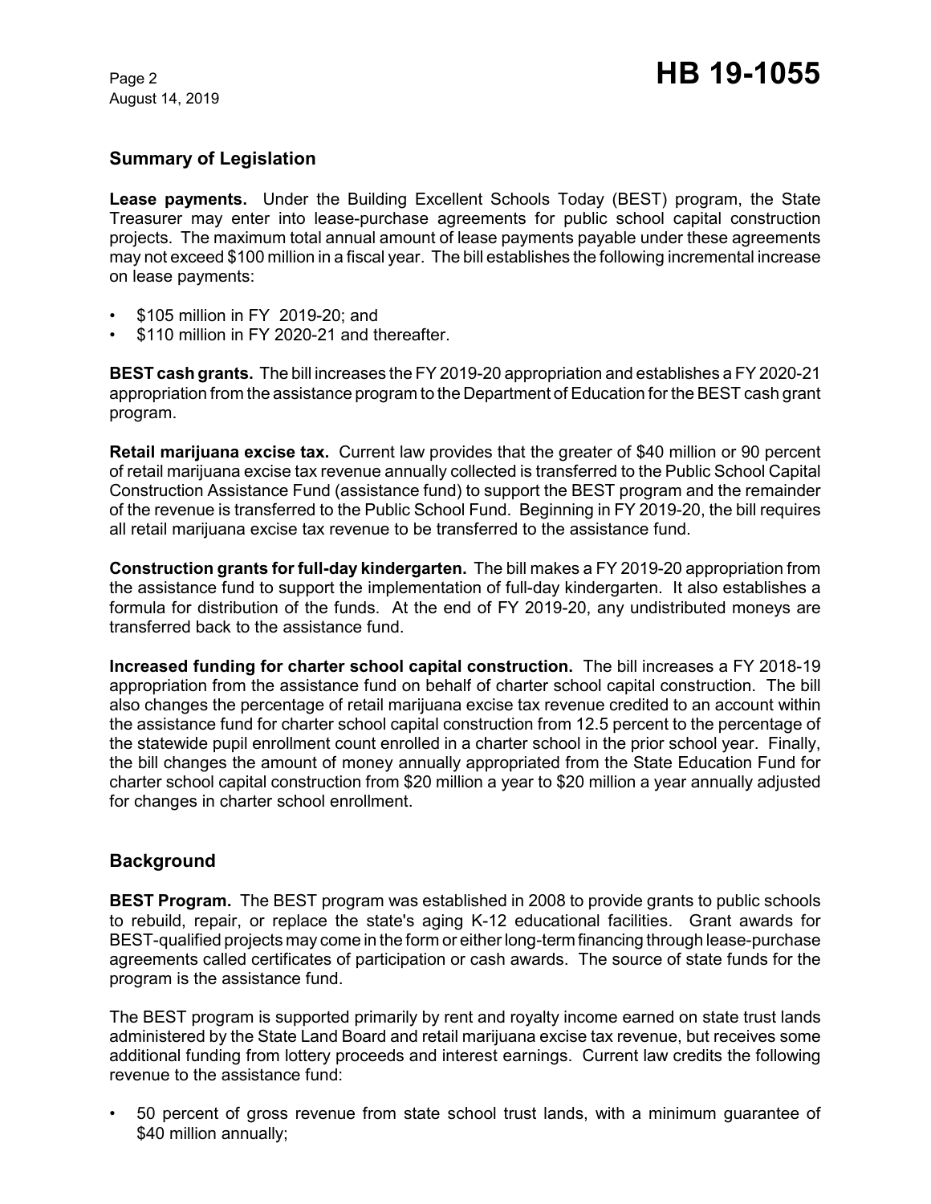## Summary of Legislation

**Lease payments.** Under the Building Excellent Schools Today (BEST) program, the State Treasurer may enter into lease-purchase agreements for public school capital construction projects. The maximum total annual amount of lease payments payable under these agreements may not exceed $100 million in a fiscal year. The bill establishes the following incremental increase on lease payments:

- $105 million in FY 2019-20; and
- $110 million in FY 2020-21 and thereafter.

**BEST cash grants.** The bill increases the FY 2019-20 appropriation and establishes a FY 2020-21 appropriation from the assistance program to the Department of Education for the BEST cash grant program.

**Retail marijuana excise tax.** Current law provides that the greater of $40 million or 90 percent of retail marijuana excise tax revenue annually collected is transferred to the Public School Capital Construction Assistance Fund (assistance fund) to support the BEST program and the remainder of the revenue is transferred to the Public School Fund. Beginning in FY 2019-20, the bill requires all retail marijuana excise tax revenue to be transferred to the assistance fund.

**Construction grants for full-day kindergarten.** The bill makes a FY 2019-20 appropriation from the assistance fund to support the implementation of full-day kindergarten. It also establishes a formula for distribution of the funds. At the end of FY 2019-20, any undistributed moneys are transferred back to the assistance fund.

**Increased funding for charter school capital construction.** The bill increases a FY 2018-19 appropriation from the assistance fund on behalf of charter school capital construction. The bill also changes the percentage of retail marijuana excise tax revenue credited to an account within the assistance fund for charter school capital construction from 12.5 percent to the percentage of the statewide pupil enrollment count enrolled in a charter school in the prior school year. Finally, the bill changes the amount of money annually appropriated from the State Education Fund for charter school capital construction from $20 million a year to $20 million a year annually adjusted for changes in charter school enrollment.

## Background

**BEST Program.** The BEST program was established in 2008 to provide grants to public schools to rebuild, repair, or replace the state's aging K-12 educational facilities. Grant awards for BEST-qualified projects may come in the form or either long-term financing through lease-purchase agreements called certificates of participation or cash awards. The source of state funds for the program is the assistance fund.

The BEST program is supported primarily by rent and royalty income earned on state trust lands administered by the State Land Board and retail marijuana excise tax revenue, but receives some additional funding from lottery proceeds and interest earnings. Current law credits the following revenue to the assistance fund:

- 50 percent of gross revenue from state school trust lands, with a minimum guarantee of $40 million annually;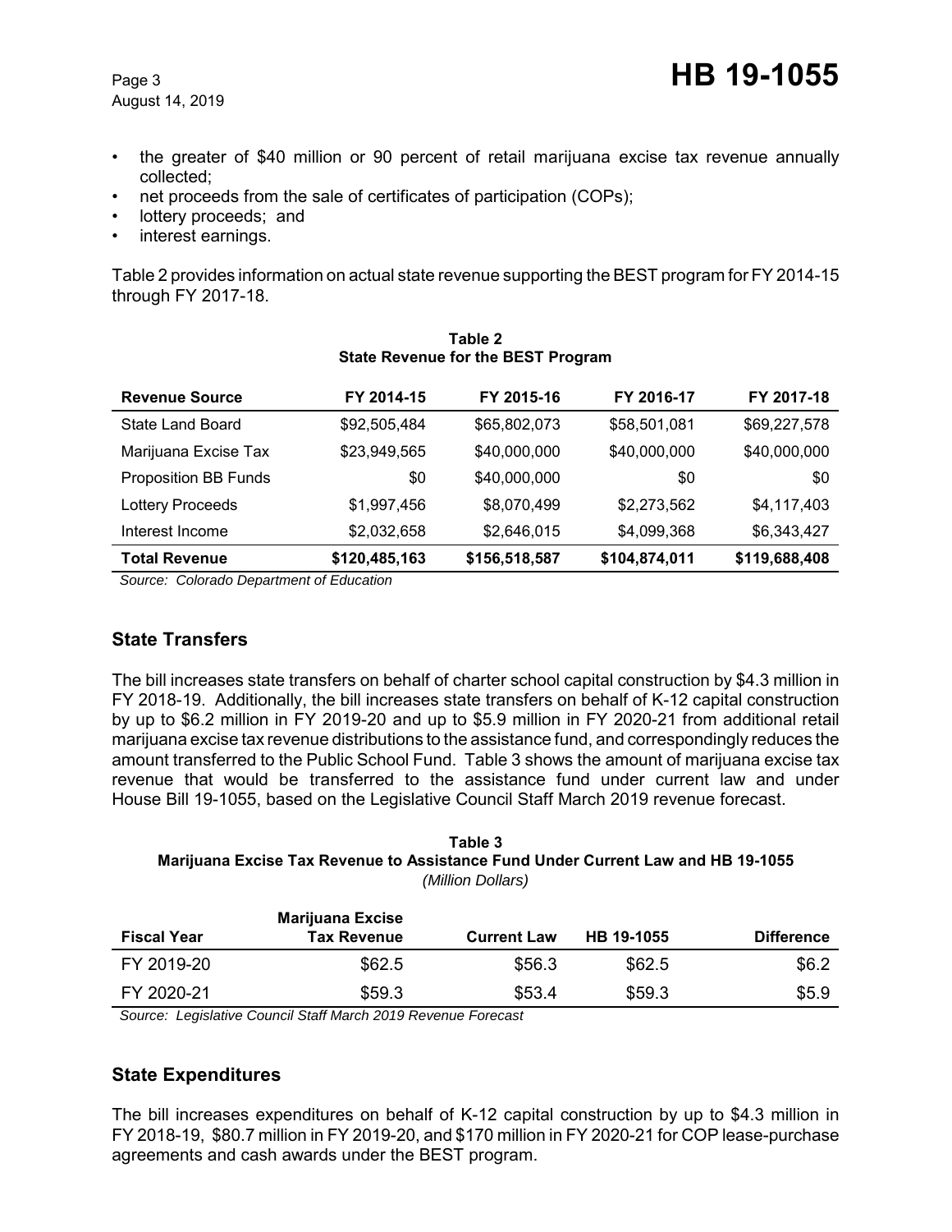- the greater of $40 million or 90 percent of retail marijuana excise tax revenue annually collected;
- net proceeds from the sale of certificates of participation (COPs);
- lottery proceeds; and
- interest earnings.

Table 2 provides information on actual state revenue supporting the BEST program for FY 2014-15 through FY 2017-18.

**Table 2**
**State Revenue for the BEST Program**

| Revenue Source | FY 2014-15 | FY 2015-16 | FY 2016-17 | FY 2017-18 |
|---|---|---|---|---|
| State Land Board | $92,505,484 | $65,802,073 | $58,501,081 | $69,227,578 |
| Marijuana Excise Tax | $23,949,565 | $40,000,000 | $40,000,000 | $40,000,000 |
| Proposition BB Funds | $0 | $40,000,000 | $0 | $0 |
| Lottery Proceeds | $1,997,456 | $8,070,499 | $2,273,562 | $4,117,403 |
| Interest Income | $2,032,658 | $2,646,015 | $4,099,368 | $6,343,427 |
| **Total Revenue** | **$120,485,163** | **$156,518,587** | **$104,874,011** | **$119,688,408** |

*Source: Colorado Department of Education*

## State Transfers

The bill increases state transfers on behalf of charter school capital construction by $4.3 million in FY 2018-19. Additionally, the bill increases state transfers on behalf of K-12 capital construction by up to $6.2 million in FY 2019-20 and up to $5.9 million in FY 2020-21 from additional retail marijuana excise tax revenue distributions to the assistance fund, and correspondingly reduces the amount transferred to the Public School Fund. Table 3 shows the amount of marijuana excise tax revenue that would be transferred to the assistance fund under current law and under House Bill 19-1055, based on the Legislative Council Staff March 2019 revenue forecast.

**Table 3**
**Marijuana Excise Tax Revenue to Assistance Fund Under Current Law and HB 19-1055**
*(Million Dollars)*

| Fiscal Year | Marijuana Excise Tax Revenue | Current Law | HB 19-1055 | Difference |
|---|---|---|---|---|
| FY 2019-20 | $62.5 | $56.3 | $62.5 | $6.2 |
| FY 2020-21 | $59.3 | $53.4 | $59.3 | $5.9 |

*Source: Legislative Council Staff March 2019 Revenue Forecast*

## State Expenditures

The bill increases expenditures on behalf of K-12 capital construction by up to $4.3 million in FY 2018-19, $80.7 million in FY 2019-20, and $170 million in FY 2020-21 for COP lease-purchase agreements and cash awards under the BEST program.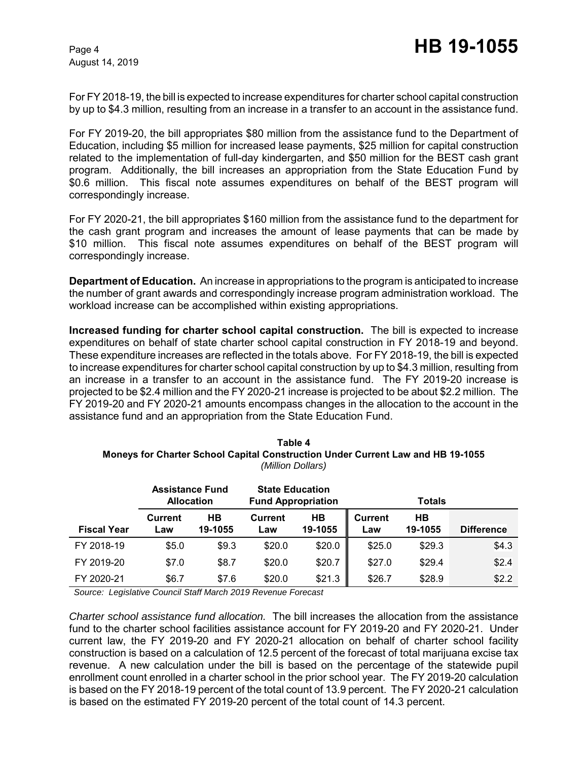For FY 2018-19, the bill is expected to increase expenditures for charter school capital construction by up to $4.3 million, resulting from an increase in a transfer to an account in the assistance fund.

For FY 2019-20, the bill appropriates $80 million from the assistance fund to the Department of Education, including $5 million for increased lease payments, $25 million for capital construction related to the implementation of full-day kindergarten, and $50 million for the BEST cash grant program. Additionally, the bill increases an appropriation from the State Education Fund by $0.6 million. This fiscal note assumes expenditures on behalf of the BEST program will correspondingly increase.

For FY 2020-21, the bill appropriates $160 million from the assistance fund to the department for the cash grant program and increases the amount of lease payments that can be made by $10 million. This fiscal note assumes expenditures on behalf of the BEST program will correspondingly increase.

**Department of Education.** An increase in appropriations to the program is anticipated to increase the number of grant awards and correspondingly increase program administration workload. The workload increase can be accomplished within existing appropriations.

**Increased funding for charter school capital construction.** The bill is expected to increase expenditures on behalf of state charter school capital construction in FY 2018-19 and beyond. These expenditure increases are reflected in the totals above. For FY 2018-19, the bill is expected to increase expenditures for charter school capital construction by up to $4.3 million, resulting from an increase in a transfer to an account in the assistance fund. The FY 2019-20 increase is projected to be $2.4 million and the FY 2020-21 increase is projected to be about $2.2 million. The FY 2019-20 and FY 2020-21 amounts encompass changes in the allocation to the account in the assistance fund and an appropriation from the State Education Fund.

**Table 4**
**Moneys for Charter School Capital Construction Under Current Law and HB 19-1055**
*(Million Dollars)*

| | Assistance Fund Allocation | | State Education Fund Appropriation | | Totals | | |
|---|---|---|---|---|---|---|---|
| **Fiscal Year** | **Current Law** | **HB 19-1055** | **Current Law** | **HB 19-1055** | **Current Law** | **HB 19-1055** | **Difference** |
| FY 2018-19 | $5.0 | $9.3 | $20.0 | $20.0 | $25.0 | $29.3 | $4.3 |
| FY 2019-20 | $7.0 | $8.7 | $20.0 | $20.7 | $27.0 | $29.4 | $2.4 |
| FY 2020-21 | $6.7 | $7.6 | $20.0 | $21.3 | $26.7 | $28.9 | $2.2 |

*Source: Legislative Council Staff March 2019 Revenue Forecast*

*Charter school assistance fund allocation.* The bill increases the allocation from the assistance fund to the charter school facilities assistance account for FY 2019-20 and FY 2020-21. Under current law, the FY 2019-20 and FY 2020-21 allocation on behalf of charter school facility construction is based on a calculation of 12.5 percent of the forecast of total marijuana excise tax revenue. A new calculation under the bill is based on the percentage of the statewide pupil enrollment count enrolled in a charter school in the prior school year. The FY 2019-20 calculation is based on the FY 2018-19 percent of the total count of 13.9 percent. The FY 2020-21 calculation is based on the estimated FY 2019-20 percent of the total count of 14.3 percent.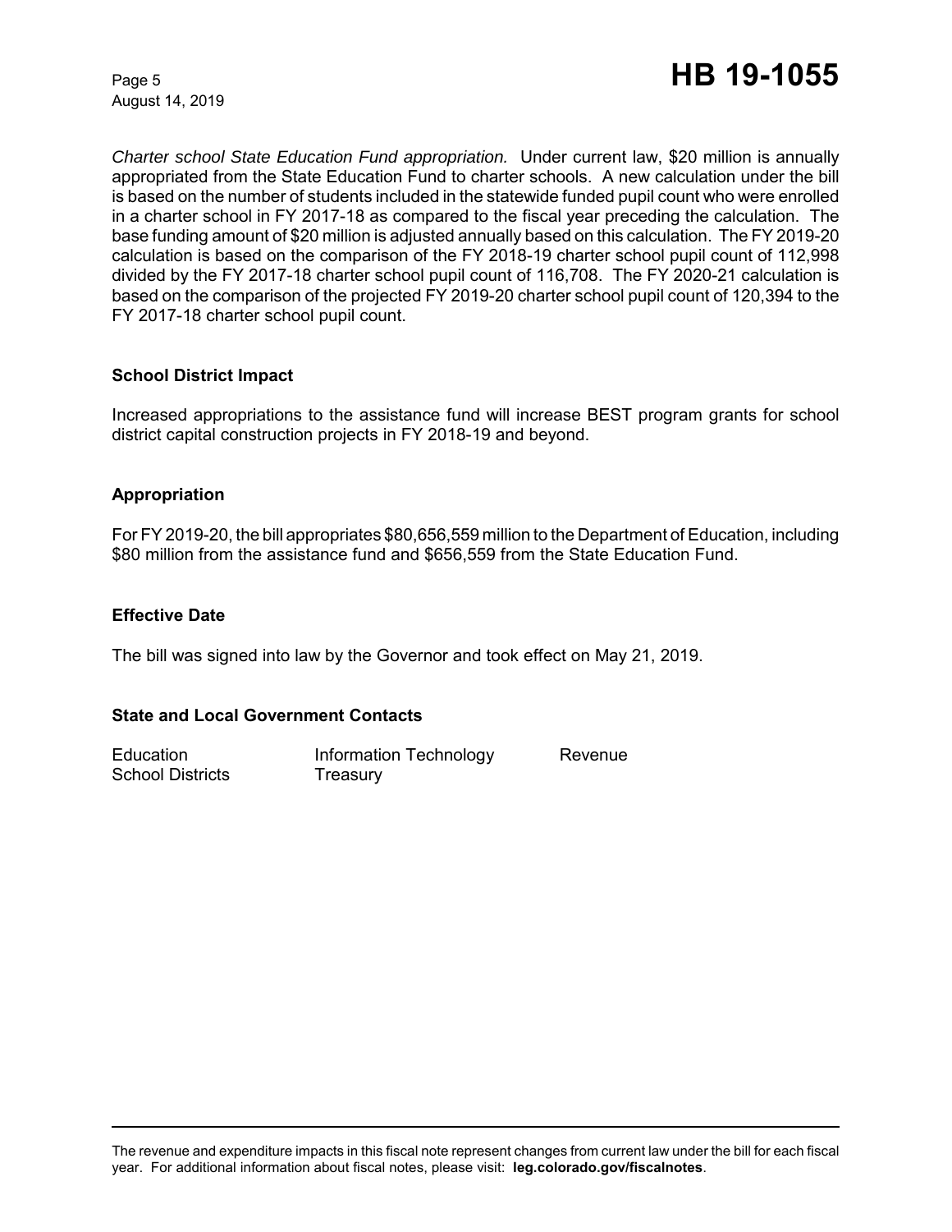*Charter school State Education Fund appropriation.* Under current law, $20 million is annually appropriated from the State Education Fund to charter schools. A new calculation under the bill is based on the number of students included in the statewide funded pupil count who were enrolled in a charter school in FY 2017-18 as compared to the fiscal year preceding the calculation. The base funding amount of $20 million is adjusted annually based on this calculation. The FY 2019-20 calculation is based on the comparison of the FY 2018-19 charter school pupil count of 112,998 divided by the FY 2017-18 charter school pupil count of 116,708. The FY 2020-21 calculation is based on the comparison of the projected FY 2019-20 charter school pupil count of 120,394 to the FY 2017-18 charter school pupil count.

### School District Impact

Increased appropriations to the assistance fund will increase BEST program grants for school district capital construction projects in FY 2018-19 and beyond.

### Appropriation

For FY 2019-20, the bill appropriates $80,656,559 million to the Department of Education, including $80 million from the assistance fund and $656,559 from the State Education Fund.

### Effective Date

The bill was signed into law by the Governor and took effect on May 21, 2019.

### State and Local Government Contacts

| | | |
|---|---|---|
| Education | Information Technology | Revenue |
| School Districts | Treasury | |

The revenue and expenditure impacts in this fiscal note represent changes from current law under the bill for each fiscal year. For additional information about fiscal notes, please visit: **leg.colorado.gov/fiscalnotes**.